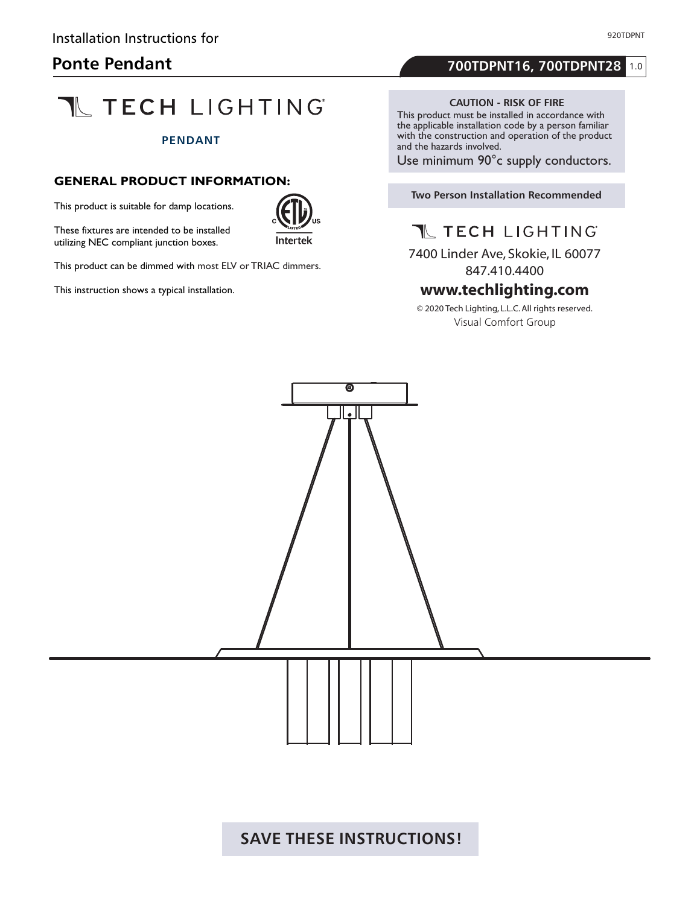Installation Instructions for

# Ponte Pendant

**700TDPNT16, 700TDPNT28** 1.0

TECH LIGHTING

**PENDANT**

## GENERAL PRODUCT INFORMATION:

This product is suitable for damp locations.

These fixtures are intended to be installed utilizing NEC compliant junction boxes.

Intertek

This product can be dimmed with most ELV or TRIAC dimmers.

This instruction shows a typical installation.

**CAUTION - RISK OF FIRE**

This product must be installed in accordance with the applicable installation code by a person familiar with the construction and operation of the product and the hazards involved.

Use minimum 90°c supply conductors.

**Two Person Installation Recommended**

TECH LIGHTING

7400 Linder Ave, Skokie, IL 60077
847.410.4400

**www.techlighting.com**

© 2020 Tech Lighting, L.L.C. All rights reserved.
Visual Comfort Group

**SAVE THESE INSTRUCTIONS!**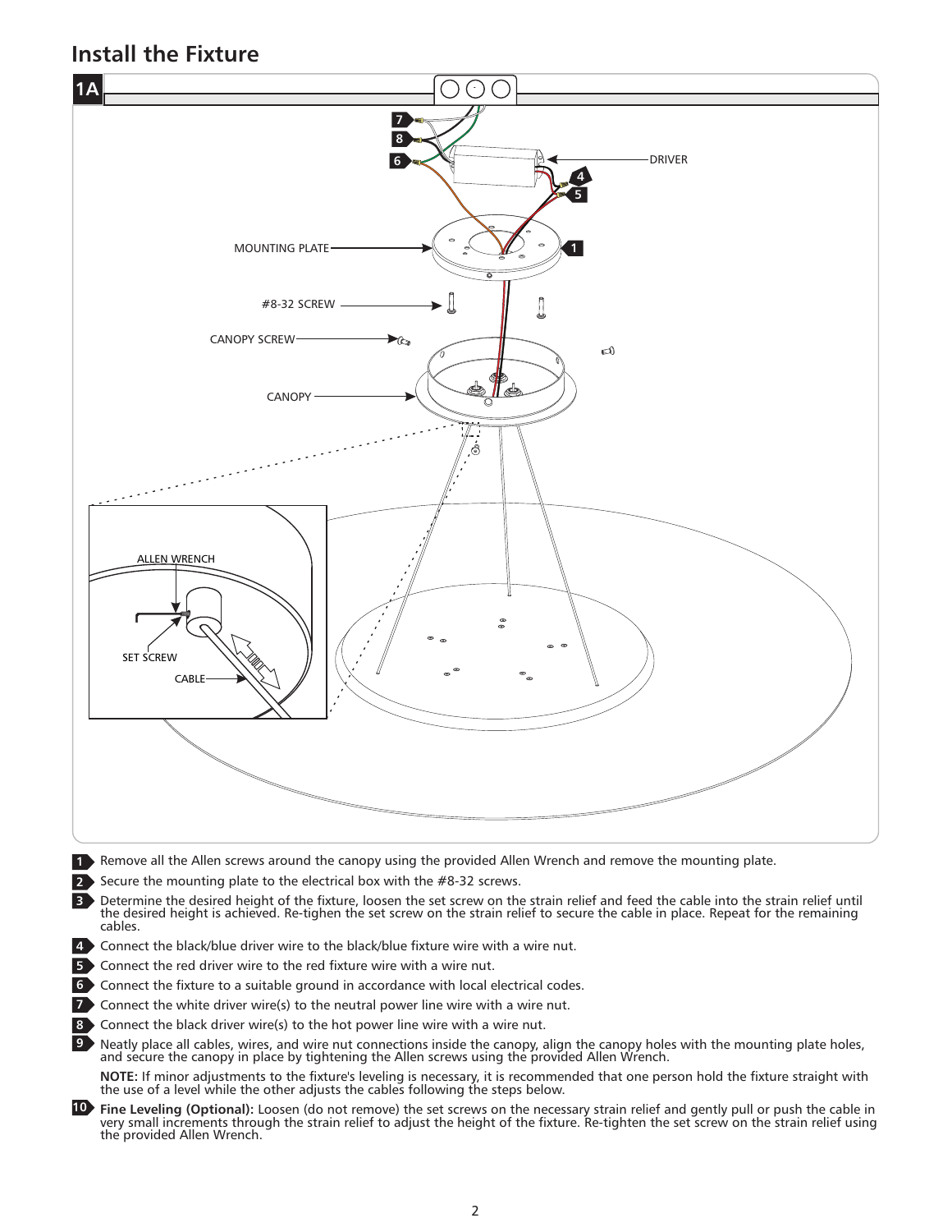## Install the Fixture

1A

7
8
6
DRIVER
4
5
MOUNTING PLATE
1
#8-32 SCREW
CANOPY SCREW
CANOPY
ALLEN WRENCH
SET SCREW
CABLE

1. Remove all the Allen screws around the canopy using the provided Allen Wrench and remove the mounting plate.
2. Secure the mounting plate to the electrical box with the #8-32 screws.
3. Determine the desired height of the fixture, loosen the set screw on the strain relief and feed the cable into the strain relief until the desired height is achieved. Re-tighten the set screw on the strain relief to secure the cable in place. Repeat for the remaining cables.
4. Connect the black/blue driver wire to the black/blue fixture wire with a wire nut.
5. Connect the red driver wire to the red fixture wire with a wire nut.
6. Connect the fixture to a suitable ground in accordance with local electrical codes.
7. Connect the white driver wire(s) to the neutral power line wire with a wire nut.
8. Connect the black driver wire(s) to the hot power line wire with a wire nut.
9. Neatly place all cables, wires, and wire nut connections inside the canopy, align the canopy holes with the mounting plate holes, and secure the canopy in place by tightening the Allen screws using the provided Allen Wrench.

   **NOTE:** If minor adjustments to the fixture's leveling is necessary, it is recommended that one person hold the fixture straight with the use of a level while the other adjusts the cables following the steps below.

10. **Fine Leveling (Optional):** Loosen (do not remove) the set screws on the necessary strain relief and gently pull or push the cable in very small increments through the strain relief to adjust the height of the fixture. Re-tighten the set screw on the strain relief using the provided Allen Wrench.